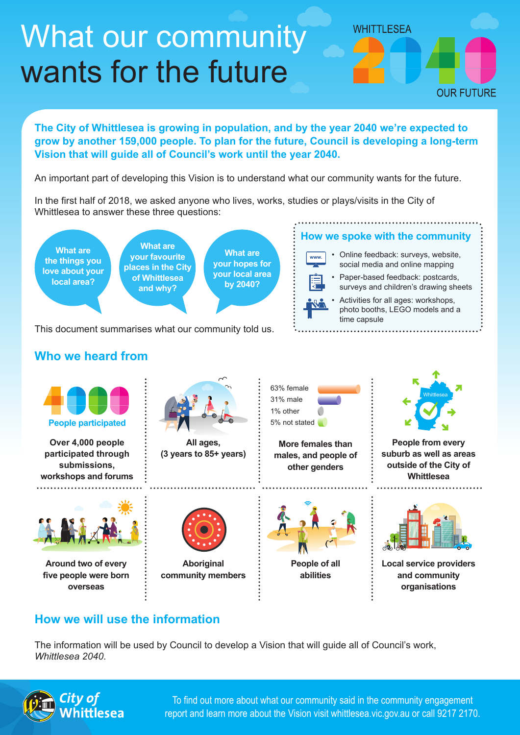# What our community wants for the future

WHITTLESEA 2040 OUR FUTURE

**The City of Whittlesea is growing in population, and by the year 2040 we're expected to grow by another 159,000 people. To plan for the future, Council is developing a long-term Vision that will guide all of Council's work until the year 2040.**

An important part of developing this Vision is to understand what our community wants for the future.

In the first half of 2018, we asked anyone who lives, works, studies or plays/visits in the City of Whittlesea to answer these three questions:

- What are the things you love about your local area?
- What are your favourite places in the City of Whittlesea and why?
- What are your hopes for your local area by 2040?

This document summarises what our community told us.

### How we spoke with the community

- Online feedback: surveys, website, social media and online mapping
- Paper-based feedback: postcards, surveys and children's drawing sheets
- Activities for all ages: workshops, photo booths, LEGO models and a time capsule

## Who we heard from

**4000 People participated**

**Over 4,000 people participated through submissions, workshops and forums**

**All ages, (3 years to 85+ years)**

- 63% female
- 31% male
- 1% other
- 5% not stated

**More females than males, and people of other genders**

**People from every suburb as well as areas outside of the City of Whittlesea**

**Around two of every five people were born overseas**

**Aboriginal community members**

**People of all abilities**

**Local service providers and community organisations**

## How we will use the information

The information will be used by Council to develop a Vision that will guide all of Council's work, *Whittlesea 2040*.

City of Whittlesea

To find out more about what our community said in the community engagement report and learn more about the Vision visit whittlesea.vic.gov.au or call 9217 2170.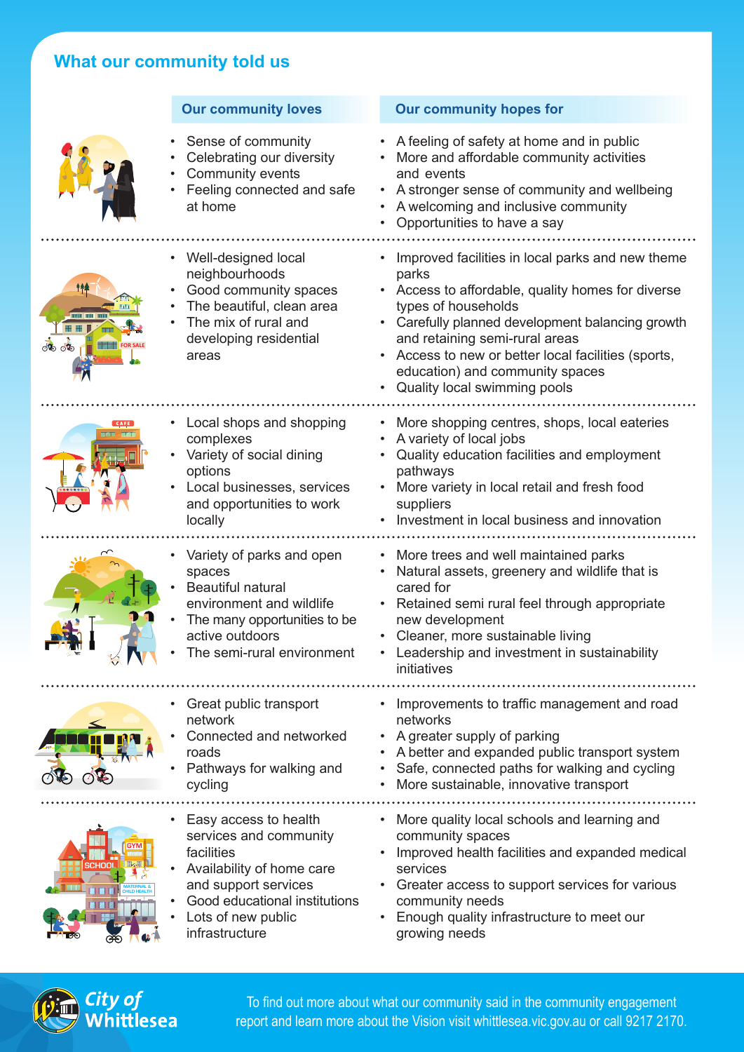## What our community told us

| Our community loves | Our community hopes for |
|---|---|
| • Sense of community<br>• Celebrating our diversity<br>• Community events<br>• Feeling connected and safe at home | • A feeling of safety at home and in public<br>• More and affordable community activities and events<br>• A stronger sense of community and wellbeing<br>• A welcoming and inclusive community<br>• Opportunities to have a say |
| • Well-designed local neighbourhoods<br>• Good community spaces<br>• The beautiful, clean area<br>• The mix of rural and developing residential areas | • Improved facilities in local parks and new theme parks<br>• Access to affordable, quality homes for diverse types of households<br>• Carefully planned development balancing growth and retaining semi-rural areas<br>• Access to new or better local facilities (sports, education) and community spaces<br>• Quality local swimming pools |
| • Local shops and shopping complexes<br>• Variety of social dining options<br>• Local businesses, services and opportunities to work locally | • More shopping centres, shops, local eateries<br>• A variety of local jobs<br>• Quality education facilities and employment pathways<br>• More variety in local retail and fresh food suppliers<br>• Investment in local business and innovation |
| • Variety of parks and open spaces<br>• Beautiful natural environment and wildlife<br>• The many opportunities to be active outdoors<br>• The semi-rural environment | • More trees and well maintained parks<br>• Natural assets, greenery and wildlife that is cared for<br>• Retained semi rural feel through appropriate new development<br>• Cleaner, more sustainable living<br>• Leadership and investment in sustainability initiatives |
| • Great public transport network<br>• Connected and networked roads<br>• Pathways for walking and cycling | • Improvements to traffic management and road networks<br>• A greater supply of parking<br>• A better and expanded public transport system<br>• Safe, connected paths for walking and cycling<br>• More sustainable, innovative transport |
| • Easy access to health services and community facilities<br>• Availability of home care and support services<br>• Good educational institutions<br>• Lots of new public infrastructure | • More quality local schools and learning and community spaces<br>• Improved health facilities and expanded medical services<br>• Greater access to support services for various community needs<br>• Enough quality infrastructure to meet our growing needs |

City of Whittlesea

To find out more about what our community said in the community engagement report and learn more about the Vision visit whittlesea.vic.gov.au or call 9217 2170.